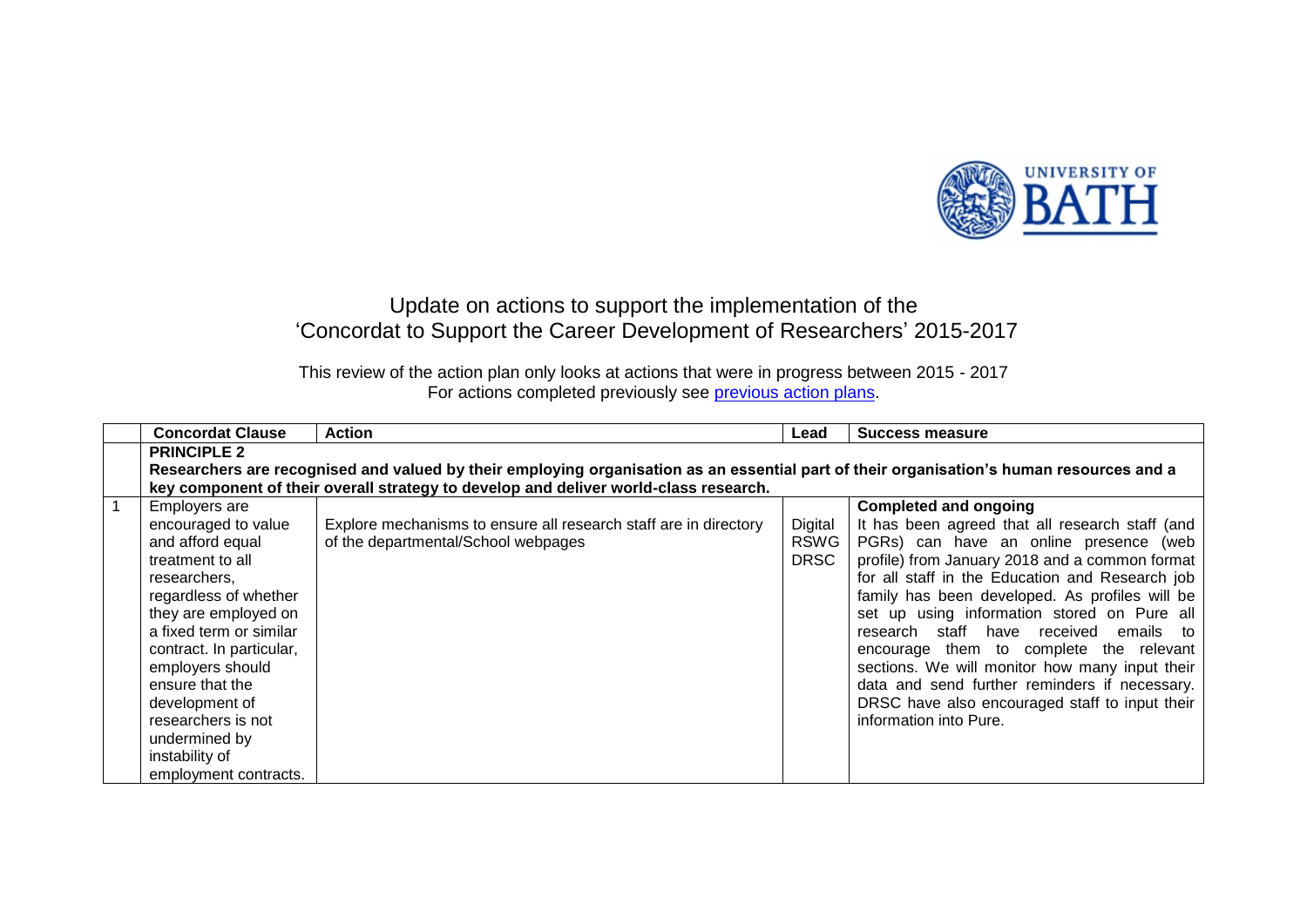# Update on actions to support the implementation of the 'Concordat to Support the Career Development of Researchers' 2015-2017

This review of the action plan only looks at actions that were in progress between 2015 - 2017
For actions completed previously see previous action plans.

| | Concordat Clause | Action | Lead | Success measure |
|---|---|---|---|---|
| | **PRINCIPLE 2** **Researchers are recognised and valued by their employing organisation as an essential part of their organisation's human resources and a key component of their overall strategy to develop and deliver world-class research.** | | | |
| 1 | Employers are encouraged to value and afford equal treatment to all researchers, regardless of whether they are employed on a fixed term or similar contract. In particular, employers should ensure that the development of researchers is not undermined by instability of employment contracts. | Explore mechanisms to ensure all research staff are in directory of the departmental/School webpages | Digital RSWG DRSC | **Completed and ongoing** It has been agreed that all research staff (and PGRs) can have an online presence (web profile) from January 2018 and a common format for all staff in the Education and Research job family has been developed. As profiles will be set up using information stored on Pure all research staff have received emails to encourage them to complete the relevant sections. We will monitor how many input their data and send further reminders if necessary. DRSC have also encouraged staff to input their information into Pure. |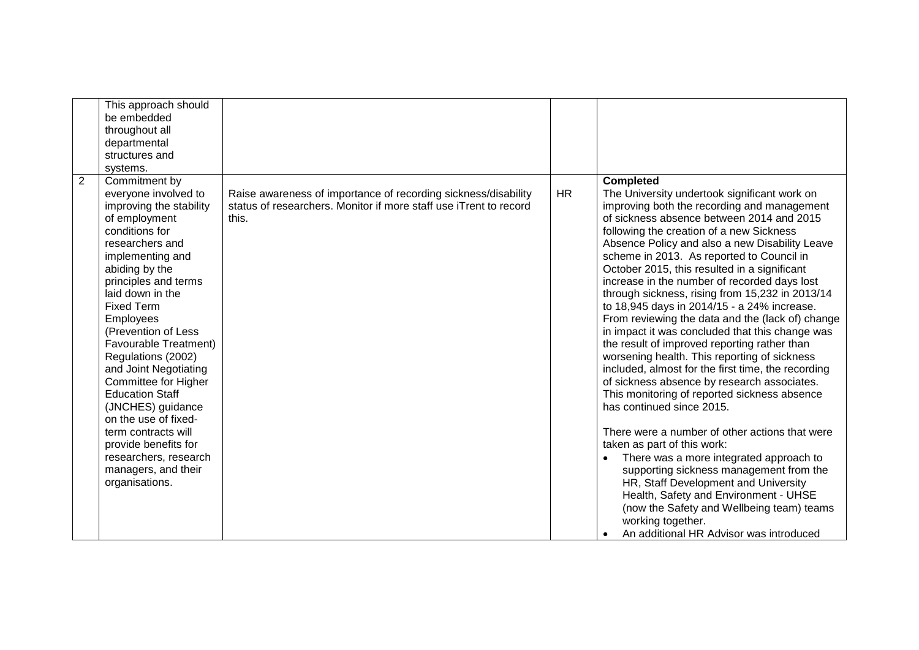| | | | | |
|---|---|---|---|---|
| | This approach should be embedded throughout all departmental structures and systems. | | | |
| 2 | Commitment by everyone involved to improving the stability of employment conditions for researchers and implementing and abiding by the principles and terms laid down in the Fixed Term Employees (Prevention of Less Favourable Treatment) Regulations (2002) and Joint Negotiating Committee for Higher Education Staff (JNCHES) guidance on the use of fixed-term contracts will provide benefits for researchers, research managers, and their organisations. | Raise awareness of importance of recording sickness/disability status of researchers. Monitor if more staff use iTrent to record this. | HR | **Completed**<br>The University undertook significant work on improving both the recording and management of sickness absence between 2014 and 2015 following the creation of a new Sickness Absence Policy and also a new Disability Leave scheme in 2013. As reported to Council in October 2015, this resulted in a significant increase in the number of recorded days lost through sickness, rising from 15,232 in 2013/14 to 18,945 days in 2014/15 - a 24% increase. From reviewing the data and the (lack of) change in impact it was concluded that this change was the result of improved reporting rather than worsening health. This reporting of sickness included, almost for the first time, the recording of sickness absence by research associates. This monitoring of reported sickness absence has continued since 2015.<br><br>There were a number of other actions that were taken as part of this work:<br>• There was a more integrated approach to supporting sickness management from the HR, Staff Development and University Health, Safety and Environment - UHSE (now the Safety and Wellbeing team) teams working together.<br>• An additional HR Advisor was introduced |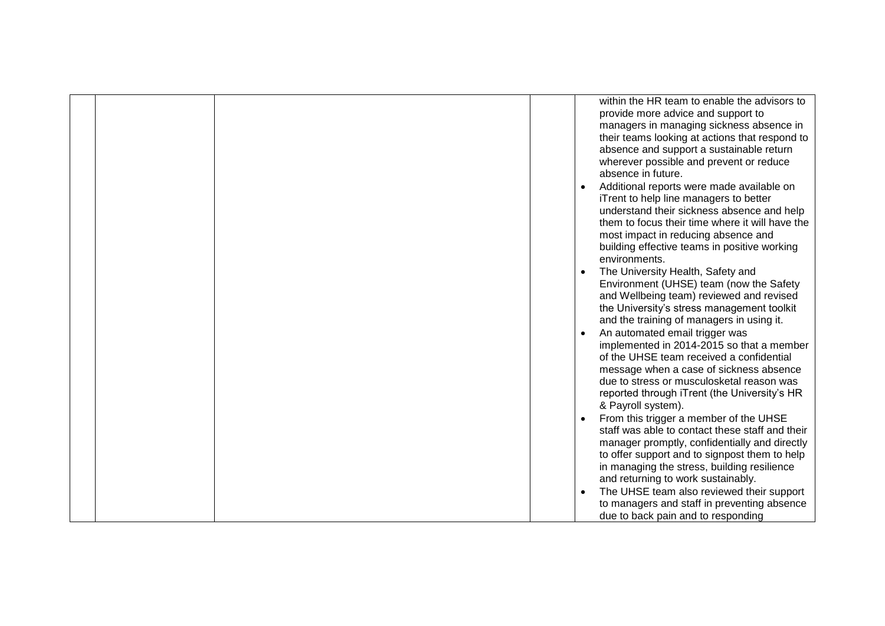|  |  |  |  |  |
|---|---|---|---|---|
|  |  |  |  | within the HR team to enable the advisors to provide more advice and support to managers in managing sickness absence in their teams looking at actions that respond to absence and support a sustainable return wherever possible and prevent or reduce absence in future.<br>• Additional reports were made available on iTrent to help line managers to better understand their sickness absence and help them to focus their time where it will have the most impact in reducing absence and building effective teams in positive working environments.<br>• The University Health, Safety and Environment (UHSE) team (now the Safety and Wellbeing team) reviewed and revised the University's stress management toolkit and the training of managers in using it.<br>• An automated email trigger was implemented in 2014-2015 so that a member of the UHSE team received a confidential message when a case of sickness absence due to stress or musculosketal reason was reported through iTrent (the University's HR & Payroll system).<br>• From this trigger a member of the UHSE staff was able to contact these staff and their manager promptly, confidentially and directly to offer support and to signpost them to help in managing the stress, building resilience and returning to work sustainably.<br>• The UHSE team also reviewed their support to managers and staff in preventing absence due to back pain and to responding |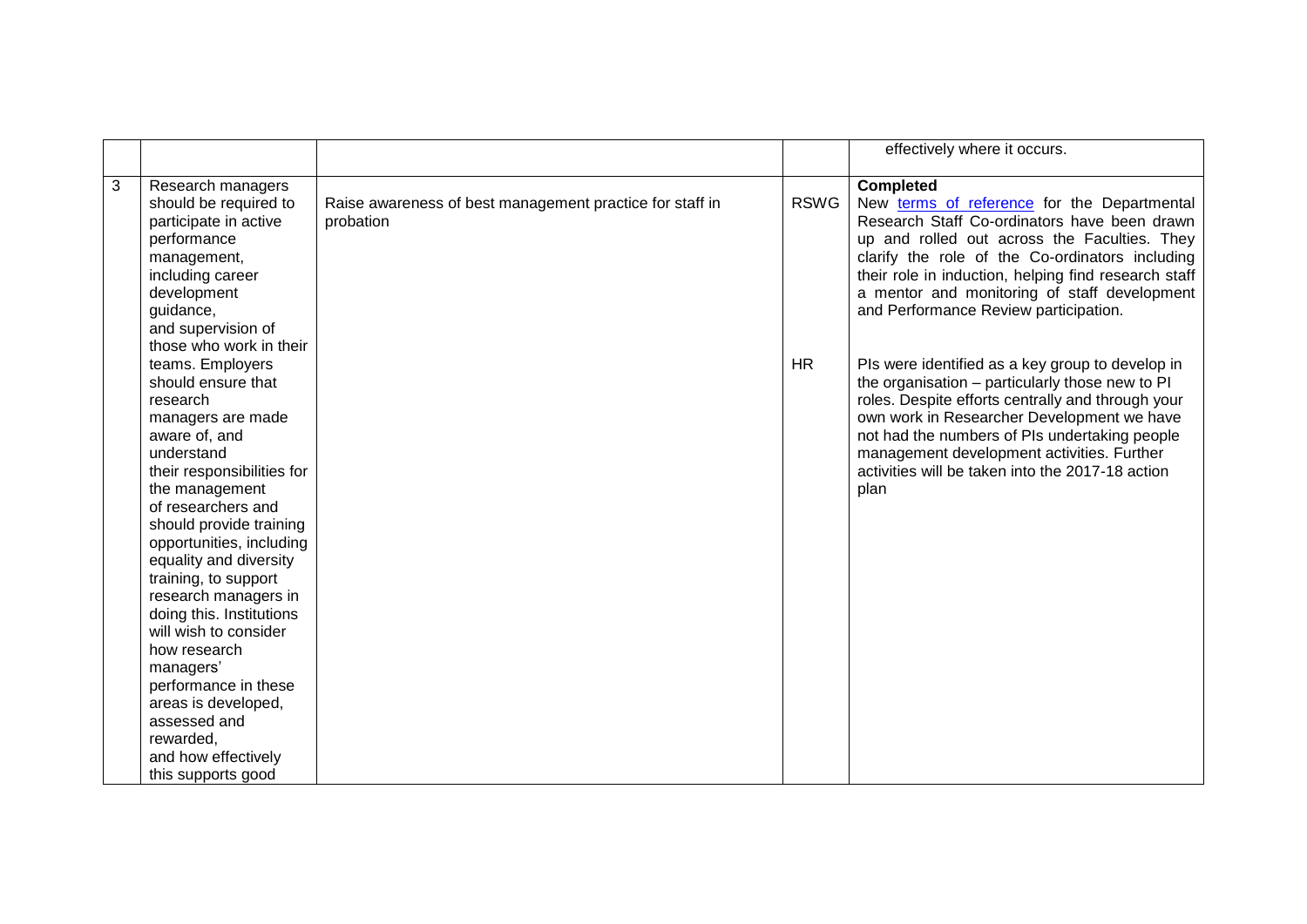| | | | | |
|---|---|---|---|---|
| | | | | effectively where it occurs. |
| 3 | Research managers should be required to participate in active performance management, including career development guidance, and supervision of those who work in their teams. Employers should ensure that research managers are made aware of, and understand their responsibilities for the management of researchers and should provide training opportunities, including equality and diversity training, to support research managers in doing this. Institutions will wish to consider how research managers' performance in these areas is developed, assessed and rewarded, and how effectively this supports good | Raise awareness of best management practice for staff in probation | RSWG<br><br>HR | **Completed**<br>New terms of reference for the Departmental Research Staff Co-ordinators have been drawn up and rolled out across the Faculties. They clarify the role of the Co-ordinators including their role in induction, helping find research staff a mentor and monitoring of staff development and Performance Review participation.<br><br>PIs were identified as a key group to develop in the organisation – particularly those new to PI roles. Despite efforts centrally and through your own work in Researcher Development we have not had the numbers of PIs undertaking people management development activities. Further activities will be taken into the 2017-18 action plan |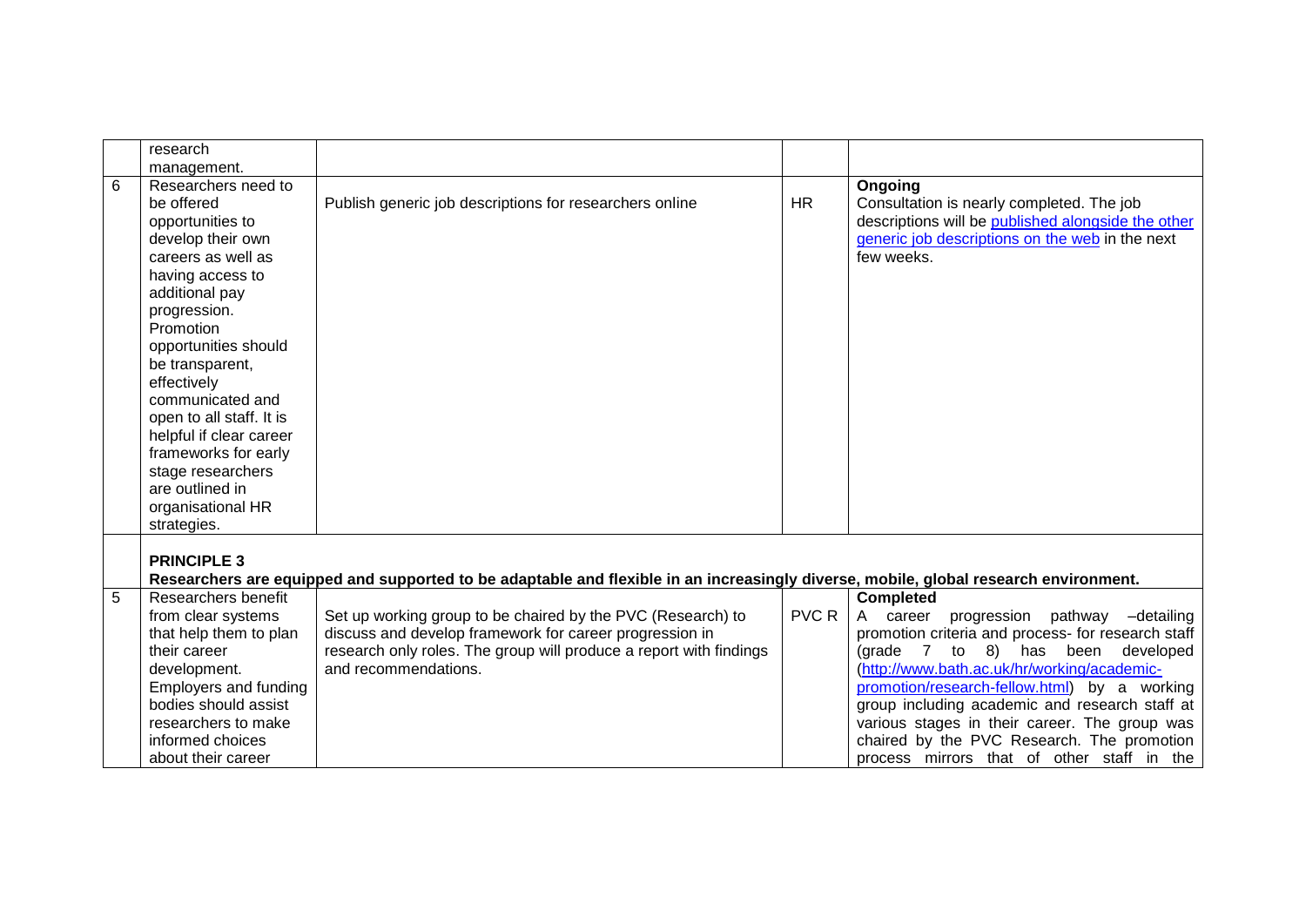| | | | | |
|---|---|---|---|---|
| | research management. | | | |
| 6 | Researchers need to be offered opportunities to develop their own careers as well as having access to additional pay progression. Promotion opportunities should be transparent, effectively communicated and open to all staff. It is helpful if clear career frameworks for early stage researchers are outlined in organisational HR strategies. | Publish generic job descriptions for researchers online | HR | **Ongoing**<br>Consultation is nearly completed. The job descriptions will be published alongside the other generic job descriptions on the web in the next few weeks. |
| | **PRINCIPLE 3**<br>**Researchers are equipped and supported to be adaptable and flexible in an increasingly diverse, mobile, global research environment.** | | | |
| 5 | Researchers benefit from clear systems that help them to plan their career development. Employers and funding bodies should assist researchers to make informed choices about their career | Set up working group to be chaired by the PVC (Research) to discuss and develop framework for career progression in research only roles. The group will produce a report with findings and recommendations. | PVC R | **Completed**<br>A career progression pathway –detailing promotion criteria and process- for research staff (grade 7 to 8) has been developed (http://www.bath.ac.uk/hr/working/academic-promotion/research-fellow.html) by a working group including academic and research staff at various stages in their career. The group was chaired by the PVC Research. The promotion process mirrors that of other staff in the |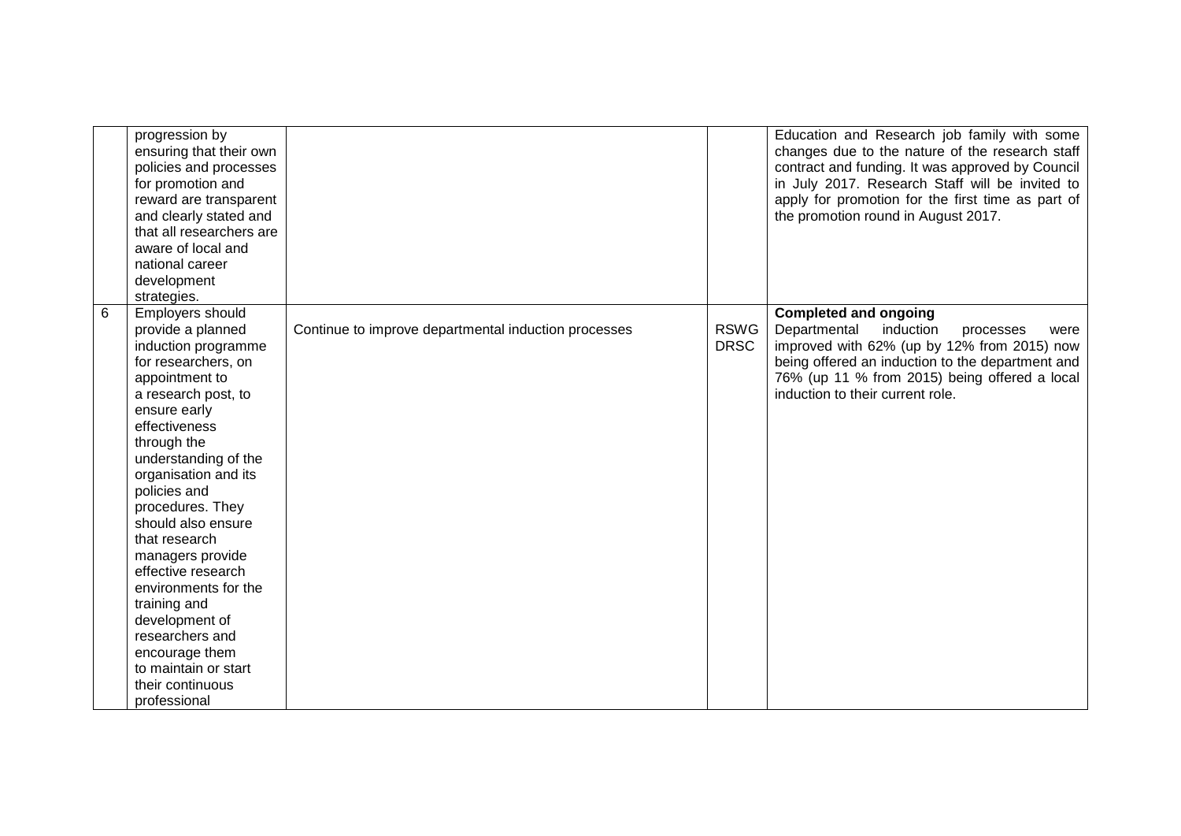|   |   |   |   |   |
|---|---|---|---|---|
|   | progression by ensuring that their own policies and processes for promotion and reward are transparent and clearly stated and that all researchers are aware of local and national career development strategies. |   |   | Education and Research job family with some changes due to the nature of the research staff contract and funding. It was approved by Council in July 2017. Research Staff will be invited to apply for promotion for the first time as part of the promotion round in August 2017. |
| 6 | Employers should provide a planned induction programme for researchers, on appointment to a research post, to ensure early effectiveness through the understanding of the organisation and its policies and procedures. They should also ensure that research managers provide effective research environments for the training and development of researchers and encourage them to maintain or start their continuous professional | Continue to improve departmental induction processes | RSWG DRSC | **Completed and ongoing** Departmental induction processes were improved with 62% (up by 12% from 2015) now being offered an induction to the department and 76% (up 11 % from 2015) being offered a local induction to their current role. |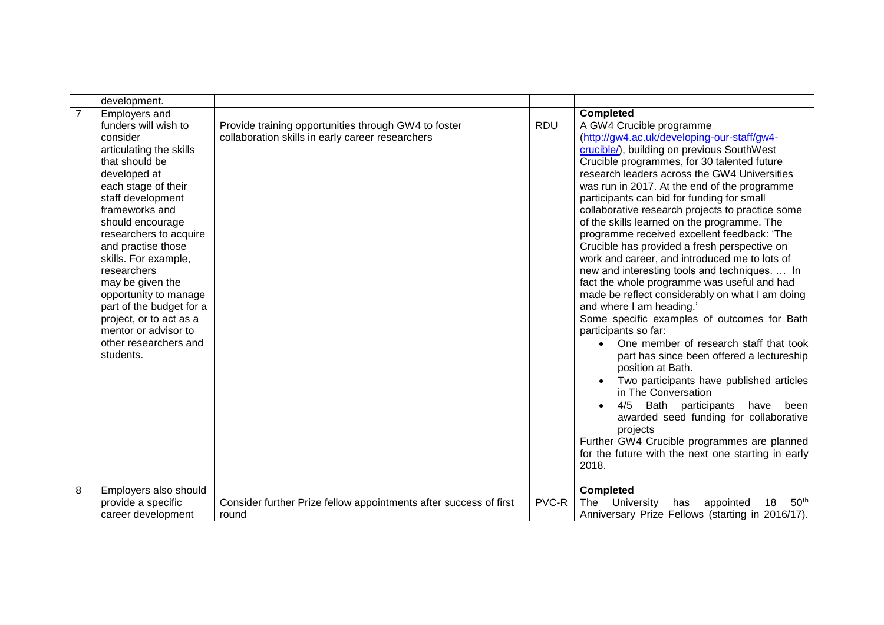| | | | | |
|---|---|---|---|---|
| | development. | | | |
| 7 | Employers and funders will wish to consider articulating the skills that should be developed at each stage of their staff development frameworks and should encourage researchers to acquire and practise those skills. For example, researchers may be given the opportunity to manage part of the budget for a project, or to act as a mentor or advisor to other researchers and students. | Provide training opportunities through GW4 to foster collaboration skills in early career researchers | RDU | **Completed**<br>A GW4 Crucible programme (http://gw4.ac.uk/developing-our-staff/gw4-crucible/), building on previous SouthWest Crucible programmes, for 30 talented future research leaders across the GW4 Universities was run in 2017. At the end of the programme participants can bid for funding for small collaborative research projects to practice some of the skills learned on the programme. The programme received excellent feedback: 'The Crucible has provided a fresh perspective on work and career, and introduced me to lots of new and interesting tools and techniques. … In fact the whole programme was useful and had made be reflect considerably on what I am doing and where I am heading.'<br>Some specific examples of outcomes for Bath participants so far:<br>• One member of research staff that took part has since been offered a lectureship position at Bath.<br>• Two participants have published articles in The Conversation<br>• 4/5 Bath participants have been awarded seed funding for collaborative projects<br>Further GW4 Crucible programmes are planned for the future with the next one starting in early 2018. |
| 8 | Employers also should provide a specific career development | Consider further Prize fellow appointments after success of first round | PVC-R | **Completed**<br>The University has appointed 18 50th Anniversary Prize Fellows (starting in 2016/17). |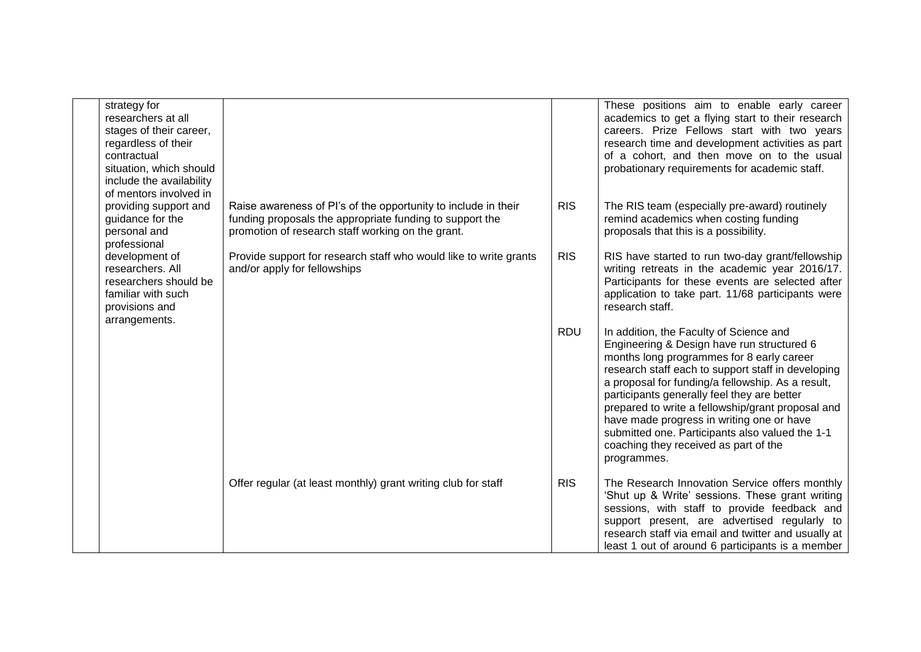| | | | | |
|---|---|---|---|---|
| | strategy for researchers at all stages of their career, regardless of their contractual situation, which should include the availability of mentors involved in providing support and guidance for the personal and professional development of researchers. All researchers should be familiar with such provisions and arrangements. | | | These positions aim to enable early career academics to get a flying start to their research careers. Prize Fellows start with two years research time and development activities as part of a cohort, and then move on to the usual probationary requirements for academic staff. |
| | | Raise awareness of PI's of the opportunity to include in their funding proposals the appropriate funding to support the promotion of research staff working on the grant. | RIS | The RIS team (especially pre-award) routinely remind academics when costing funding proposals that this is a possibility. |
| | | Provide support for research staff who would like to write grants and/or apply for fellowships | RIS | RIS have started to run two-day grant/fellowship writing retreats in the academic year 2016/17. Participants for these events are selected after application to take part. 11/68 participants were research staff. |
| | | | RDU | In addition, the Faculty of Science and Engineering & Design have run structured 6 months long programmes for 8 early career research staff each to support staff in developing a proposal for funding/a fellowship. As a result, participants generally feel they are better prepared to write a fellowship/grant proposal and have made progress in writing one or have submitted one. Participants also valued the 1-1 coaching they received as part of the programmes. |
| | | Offer regular (at least monthly) grant writing club for staff | RIS | The Research Innovation Service offers monthly 'Shut up & Write' sessions. These grant writing sessions, with staff to provide feedback and support present, are advertised regularly to research staff via email and twitter and usually at least 1 out of around 6 participants is a member |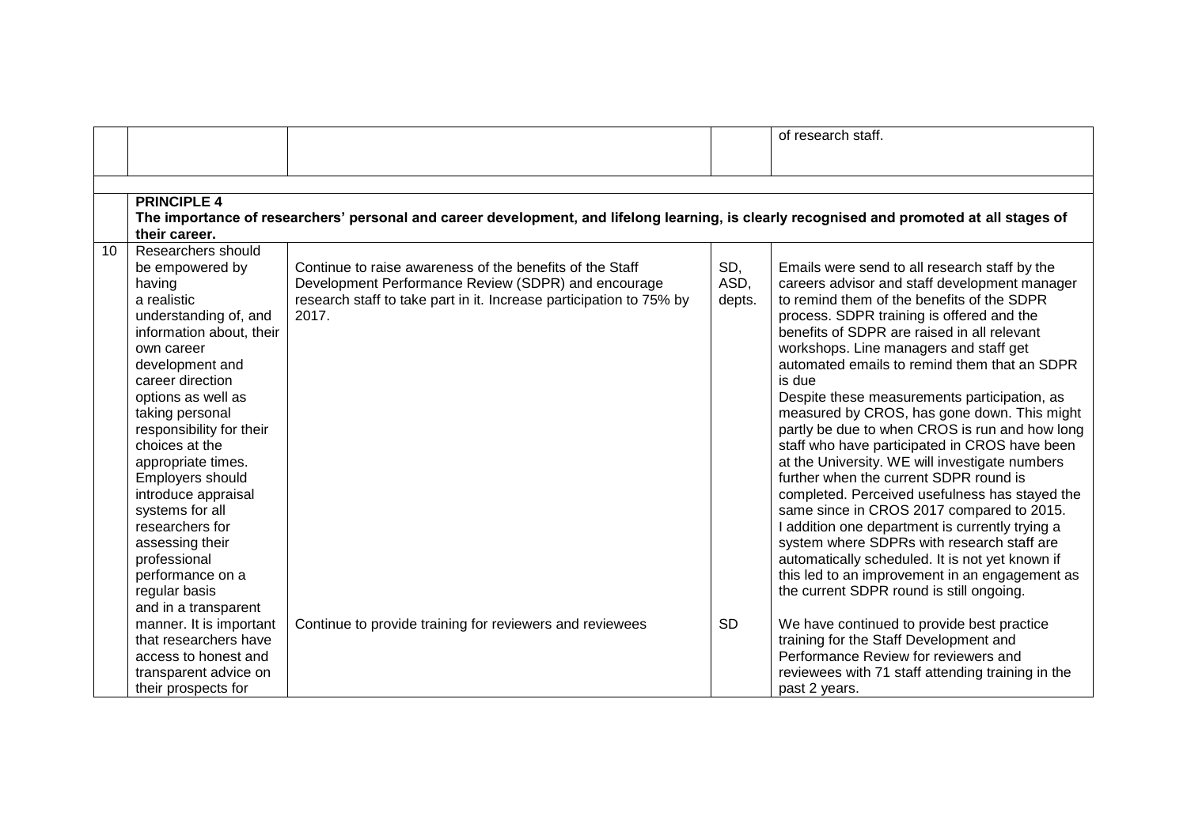| | | | | |
|---|---|---|---|---|
| | | | | of research staff. |
| | **PRINCIPLE 4** **The importance of researchers' personal and career development, and lifelong learning, is clearly recognised and promoted at all stages of their career.** | | | |
| 10 | Researchers should be empowered by having a realistic understanding of, and information about, their own career development and career direction options as well as taking personal responsibility for their choices at the appropriate times. Employers should introduce appraisal systems for all researchers for assessing their professional performance on a regular basis and in a transparent manner. It is important that researchers have access to honest and transparent advice on their prospects for | Continue to raise awareness of the benefits of the Staff Development Performance Review (SDPR) and encourage research staff to take part in it. Increase participation to 75% by 2017. | SD, ASD, depts. | Emails were send to all research staff by the careers advisor and staff development manager to remind them of the benefits of the SDPR process. SDPR training is offered and the benefits of SDPR are raised in all relevant workshops. Line managers and staff get automated emails to remind them that an SDPR is due Despite these measurements participation, as measured by CROS, has gone down. This might partly be due to when CROS is run and how long staff who have participated in CROS have been at the University. WE will investigate numbers further when the current SDPR round is completed. Perceived usefulness has stayed the same since in CROS 2017 compared to 2015. I addition one department is currently trying a system where SDPRs with research staff are automatically scheduled. It is not yet known if this led to an improvement in an engagement as the current SDPR round is still ongoing. |
| | | Continue to provide training for reviewers and reviewees | SD | We have continued to provide best practice training for the Staff Development and Performance Review for reviewers and reviewees with 71 staff attending training in the past 2 years. |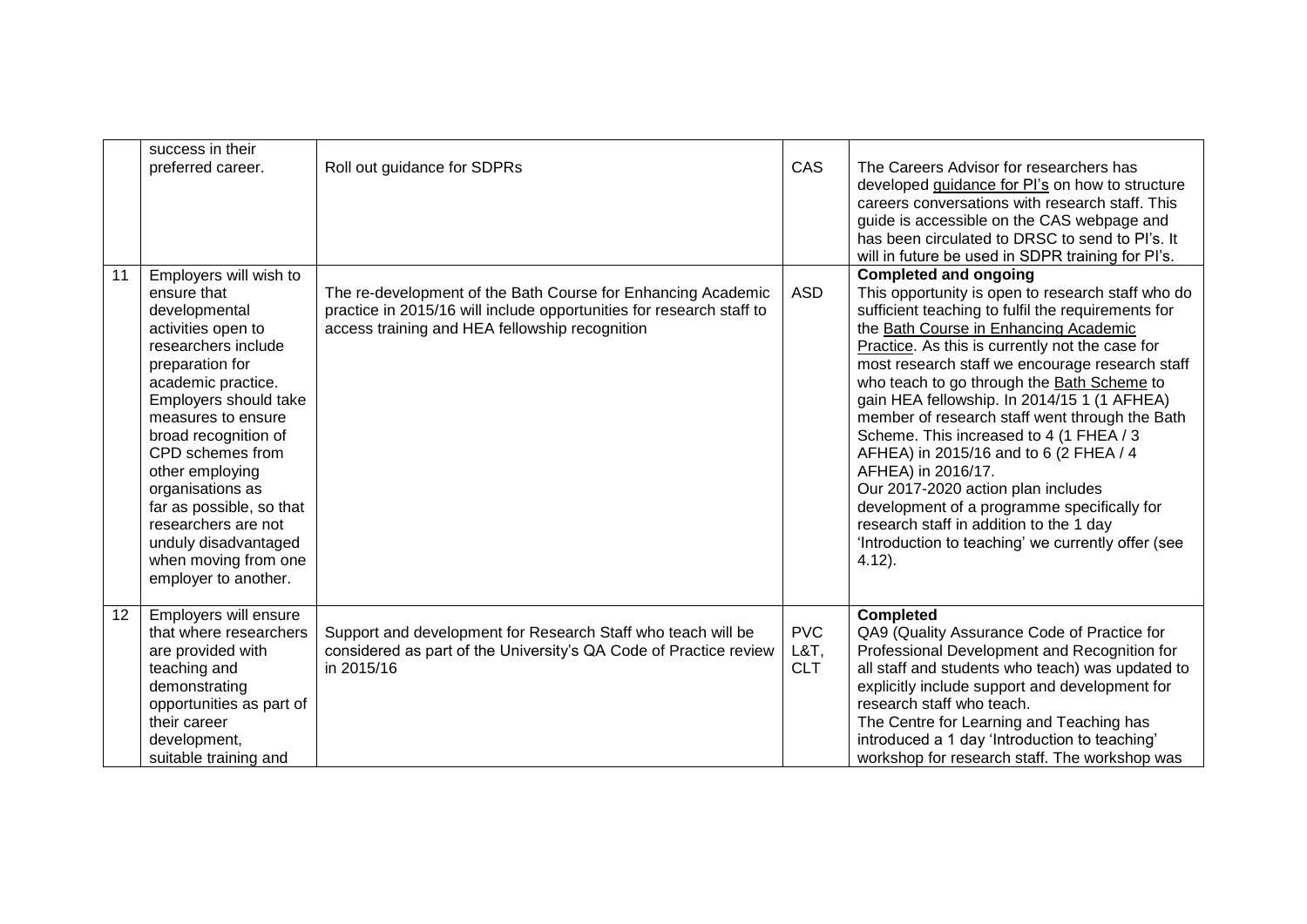| | | | | |
|---|---|---|---|---|
| | success in their preferred career. | Roll out guidance for SDPRs | CAS | The Careers Advisor for researchers has developed guidance for PI's on how to structure careers conversations with research staff. This guide is accessible on the CAS webpage and has been circulated to DRSC to send to PI's. It will in future be used in SDPR training for PI's. |
| 11 | Employers will wish to ensure that developmental activities open to researchers include preparation for academic practice. Employers should take measures to ensure broad recognition of CPD schemes from other employing organisations as far as possible, so that researchers are not unduly disadvantaged when moving from one employer to another. | The re-development of the Bath Course for Enhancing Academic practice in 2015/16 will include opportunities for research staff to access training and HEA fellowship recognition | ASD | **Completed and ongoing**<br>This opportunity is open to research staff who do sufficient teaching to fulfil the requirements for the Bath Course in Enhancing Academic Practice. As this is currently not the case for most research staff we encourage research staff who teach to go through the Bath Scheme to gain HEA fellowship. In 2014/15 1 (1 AFHEA) member of research staff went through the Bath Scheme. This increased to 4 (1 FHEA / 3 AFHEA) in 2015/16 and to 6 (2 FHEA / 4 AFHEA) in 2016/17.<br>Our 2017-2020 action plan includes development of a programme specifically for research staff in addition to the 1 day 'Introduction to teaching' we currently offer (see 4.12). |
| 12 | Employers will ensure that where researchers are provided with teaching and demonstrating opportunities as part of their career development, suitable training and | Support and development for Research Staff who teach will be considered as part of the University's QA Code of Practice review in 2015/16 | PVC L&T, CLT | **Completed**<br>QA9 (Quality Assurance Code of Practice for Professional Development and Recognition for all staff and students who teach) was updated to explicitly include support and development for research staff who teach.<br>The Centre for Learning and Teaching has introduced a 1 day 'Introduction to teaching' workshop for research staff. The workshop was |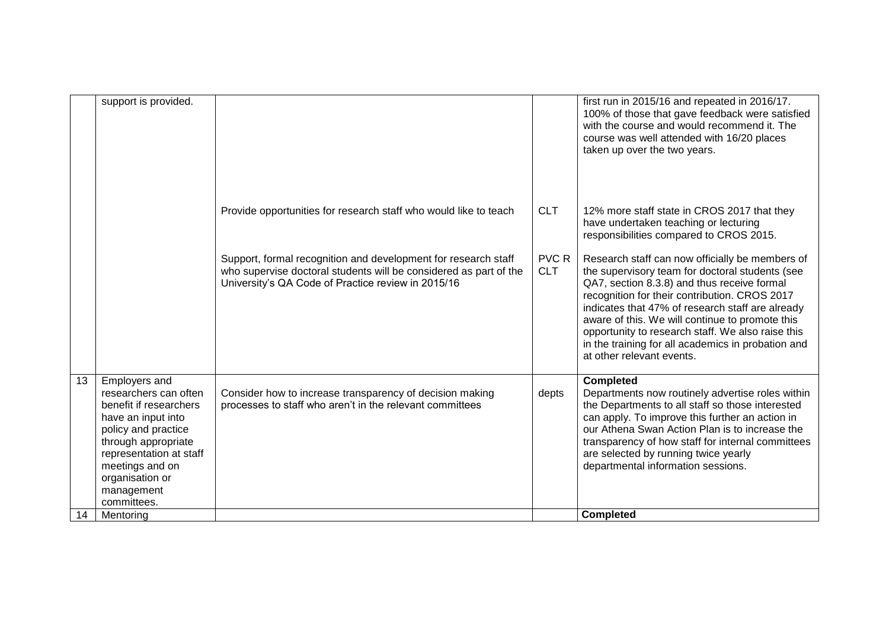|  |  |  |  |  |
|---|---|---|---|---|
|  | support is provided. |  |  | first run in 2015/16 and repeated in 2016/17. 100% of those that gave feedback were satisfied with the course and would recommend it. The course was well attended with 16/20 places taken up over the two years. |
|  |  | Provide opportunities for research staff who would like to teach | CLT | 12% more staff state in CROS 2017 that they have undertaken teaching or lecturing responsibilities compared to CROS 2015. |
|  |  | Support, formal recognition and development for research staff who supervise doctoral students will be considered as part of the University's QA Code of Practice review in 2015/16 | PVC R CLT | Research staff can now officially be members of the supervisory team for doctoral students (see QA7, section 8.3.8) and thus receive formal recognition for their contribution. CROS 2017 indicates that 47% of research staff are already aware of this. We will continue to promote this opportunity to research staff. We also raise this in the training for all academics in probation and at other relevant events. |
| 13 | Employers and researchers can often benefit if researchers have an input into policy and practice through appropriate representation at staff meetings and on organisation or management committees. | Consider how to increase transparency of decision making processes to staff who aren't in the relevant committees | depts | **Completed** Departments now routinely advertise roles within the Departments to all staff so those interested can apply. To improve this further an action in our Athena Swan Action Plan is to increase the transparency of how staff for internal committees are selected by running twice yearly departmental information sessions. |
| 14 | Mentoring |  |  | **Completed** |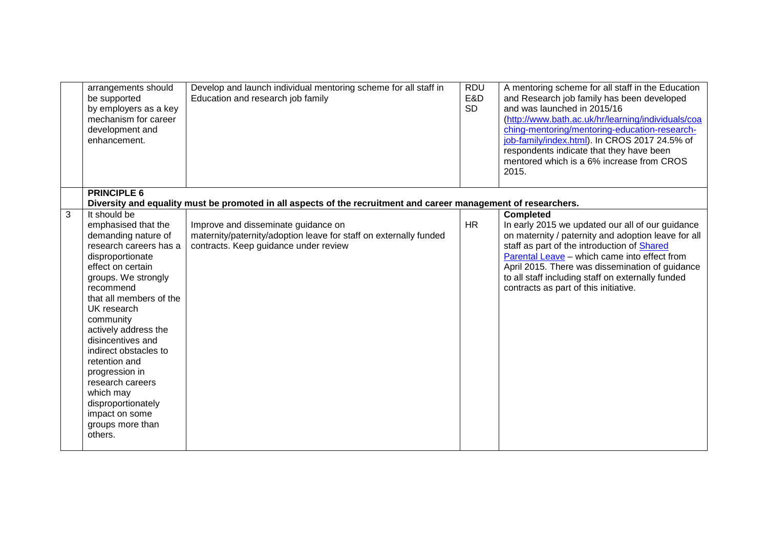|  |  |  |  |  |
| --- | --- | --- | --- | --- |
|  | arrangements should be supported by employers as a key mechanism for career development and enhancement. | Develop and launch individual mentoring scheme for all staff in Education and research job family | RDU E&D SD | A mentoring scheme for all staff in the Education and Research job family has been developed and was launched in 2015/16 (http://www.bath.ac.uk/hr/learning/individuals/coaching-mentoring/mentoring-education-research-job-family/index.html). In CROS 2017 24.5% of respondents indicate that they have been mentored which is a 6% increase from CROS 2015. |
|  | **PRINCIPLE 6** Diversity and equality must be promoted in all aspects of the recruitment and career management of researchers. |  |  |  |
| 3 | It should be emphasised that the demanding nature of research careers has a disproportionate effect on certain groups. We strongly recommend that all members of the UK research community actively address the disincentives and indirect obstacles to retention and progression in research careers which may disproportionately impact on some groups more than others. | Improve and disseminate guidance on maternity/paternity/adoption leave for staff on externally funded contracts. Keep guidance under review | HR | **Completed** In early 2015 we updated our all of our guidance on maternity / paternity and adoption leave for all staff as part of the introduction of Shared Parental Leave – which came into effect from April 2015. There was dissemination of guidance to all staff including staff on externally funded contracts as part of this initiative. |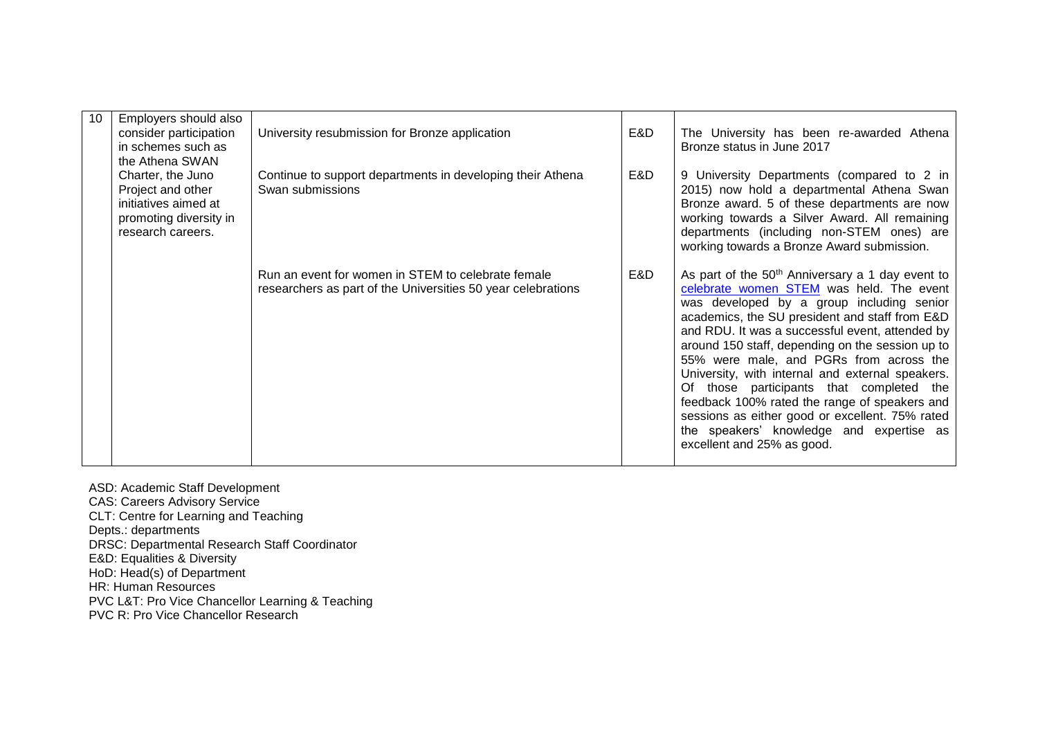| 10 | Employers should also consider participation in schemes such as the Athena SWAN Charter, the Juno Project and other initiatives aimed at promoting diversity in research careers. | University resubmission for Bronze application | E&D | The University has been re-awarded Athena Bronze status in June 2017 |
|---|---|---|---|---|
| | | Continue to support departments in developing their Athena Swan submissions | E&D | 9 University Departments (compared to 2 in 2015) now hold a departmental Athena Swan Bronze award. 5 of these departments are now working towards a Silver Award. All remaining departments (including non-STEM ones) are working towards a Bronze Award submission. |
| | | Run an event for women in STEM to celebrate female researchers as part of the Universities 50 year celebrations | E&D | As part of the 50th Anniversary a 1 day event to celebrate women STEM was held. The event was developed by a group including senior academics, the SU president and staff from E&D and RDU. It was a successful event, attended by around 150 staff, depending on the session up to 55% were male, and PGRs from across the University, with internal and external speakers. Of those participants that completed the feedback 100% rated the range of speakers and sessions as either good or excellent. 75% rated the speakers' knowledge and expertise as excellent and 25% as good. |

ASD: Academic Staff Development
CAS: Careers Advisory Service
CLT: Centre for Learning and Teaching
Depts.: departments
DRSC: Departmental Research Staff Coordinator
E&D: Equalities & Diversity
HoD: Head(s) of Department
HR: Human Resources
PVC L&T: Pro Vice Chancellor Learning & Teaching
PVC R: Pro Vice Chancellor Research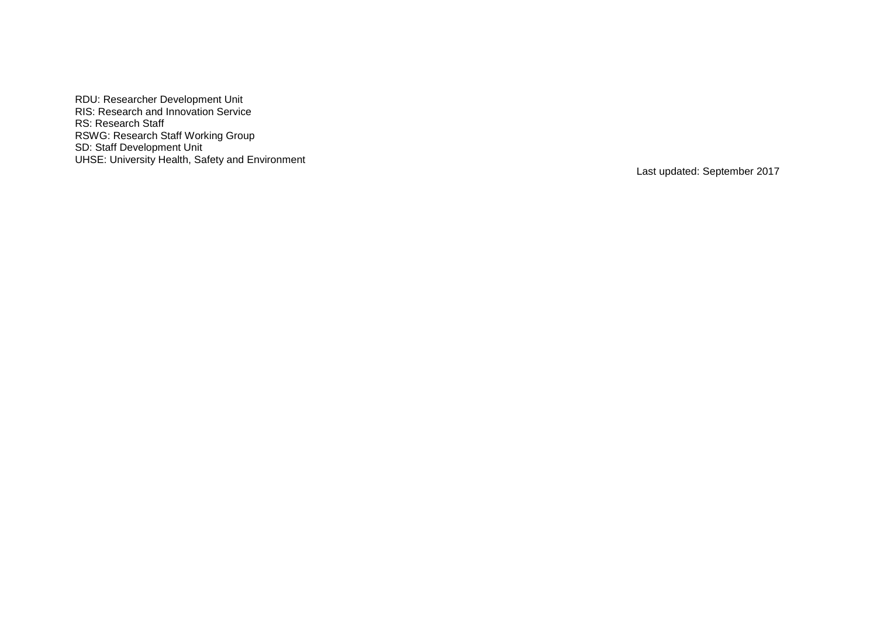RDU: Researcher Development Unit
RIS: Research and Innovation Service
RS: Research Staff
RSWG: Research Staff Working Group
SD: Staff Development Unit
UHSE: University Health, Safety and Environment

Last updated: September 2017